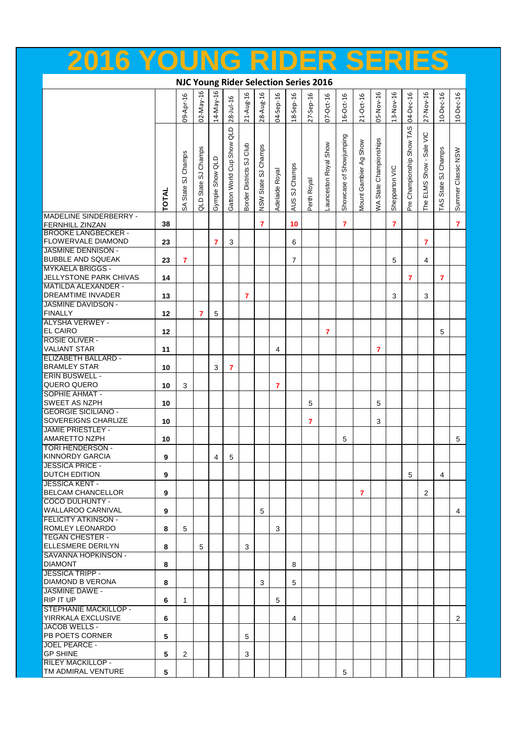# 2016 YOUNG RIDER SERIES

## NJC Young Rider Selection Series 2016

| | TOTAL | SA State SJ Champs | QLD State SJ Champs | Gympie Show QLD | Gatton World Cup Show QLD | Border Districts SJ Club | NSW State SJ Champs | Adelaide Royal | AUS SJ Champs | Perth Royal | Launceston Royal Show | Showcase of Showjumping | Mount Gambier Ag Show | WA State Championships | Shepparton VIC | Pre Championship Show TAS | The ELMS Show - Sale VIC | TAS State SJ Champs | Summer Classic NSW |
|---|---|---|---|---|---|---|---|---|---|---|---|---|---|---|---|---|---|---|---|
| | | 09-Apr-16 | 02-May-16 | 14-May-16 | 28-Jul-16 | 21-Aug-16 | 28-Aug-16 | 04-Sep-16 | 18-Sep-16 | 27-Sep-16 | 07-Oct-16 | 16-Oct-16 | 21-Oct-16 | 05-Nov-16 | 13-Nov-16 | 04-Dec-16 | 27-Nov-16 | 10-Dec-16 | 10-Dec-16 |
| MADELINE SINDERBERRY - FERNHILL ZINZAN | 38 | | | | | | 7 | | 10 | | | 7 | | | 7 | | | | 7 |
| BROOKE LANGBECKER - FLOWERVALE DIAMOND | 23 | | | 7 | 3 | | | | 6 | | | | | | | | 7 | | |
| JASMINE DENNISON - BUBBLE AND SQUEAK | 23 | 7 | | | | | | | 7 | | | | | | 5 | | 4 | | |
| MYKAELA BRIGGS - JELLYSTONE PARK CHIVAS | 14 | | | | | | | | | | | | | | | 7 | | 7 | |
| MATILDA ALEXANDER - DREAMTIME INVADER | 13 | | | | | 7 | | | | | | | | | 3 | | 3 | | |
| JASMINE DAVIDSON - FINALLY | 12 | | 7 | 5 | | | | | | | | | | | | | | | |
| ALYSHA VERWEY - EL CAIRO | 12 | | | | | | | | | | 7 | | | | | | | 5 | |
| ROSIE OLIVER - VALIANT STAR | 11 | | | | | | | 4 | | | | | | 7 | | | | | |
| ELIZABETH BALLARD - BRAMLEY STAR | 10 | | | 3 | 7 | | | | | | | | | | | | | | |
| ERIN BUSWELL - QUERO QUERO | 10 | 3 | | | | | | 7 | | | | | | | | | | | |
| SOPHIE AHMAT - SWEET AS NZPH | 10 | | | | | | | | | 5 | | | | 5 | | | | | |
| GEORGIE SICILIANO - SOVEREIGNS CHARLIZE | 10 | | | | | | | | | 7 | | | | 3 | | | | | |
| JAMIE PRIESTLEY - AMARETTO NZPH | 10 | | | | | | | | | | | 5 | | | | | | | 5 |
| TORI HENDERSON - KINNORDY GARCIA | 9 | | | 4 | 5 | | | | | | | | | | | | | | |
| JESSICA PRICE - DUTCH EDITION | 9 | | | | | | | | | | | | | | | 5 | | 4 | |
| JESSICA KENT - BELCAM CHANCELLOR | 9 | | | | | | | | | | | | 7 | | | | 2 | | |
| COCO DULHUNTY - WALLAROO CARNIVAL | 9 | | | | | | 5 | | | | | | | | | | | | 4 |
| FELICITY ATKINSON - ROMLEY LEONARDO | 8 | 5 | | | | | | 3 | | | | | | | | | | | |
| TEGAN CHESTER - ELLESMERE DERILYN | 8 | | 5 | | | 3 | | | | | | | | | | | | | |
| SAVANNA HOPKINSON - DIAMONT | 8 | | | | | | | | 8 | | | | | | | | | | |
| JESSICA TRIPP - DIAMOND B VERONA | 8 | | | | | | 3 | | 5 | | | | | | | | | | |
| JASMINE DAWE - RIP IT UP | 6 | 1 | | | | | | 5 | | | | | | | | | | | |
| STEPHANIE MACKILLOP - YIRRKALA EXCLUSIVE | 6 | | | | | | | | 4 | | | | | | | | | | 2 |
| JACOB WELLS - PB POETS CORNER | 5 | | | | | 5 | | | | | | | | | | | | | |
| JOEL PEARCE - GP SHINE | 5 | 2 | | | | 3 | | | | | | | | | | | | | |
| RILEY MACKILLOP - TM ADMIRAL VENTURE | 5 | | | | | | | | | | | 5 | | | | | | | |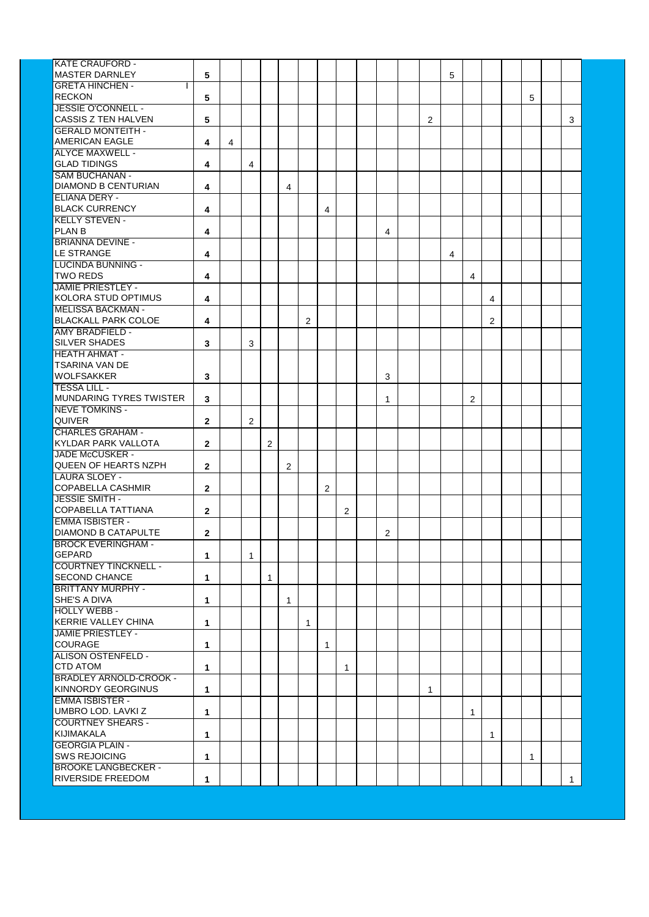| | | | | | | | | | | | | | | | | | | | |
|---|---|---|---|---|---|---|---|---|---|---|---|---|---|---|---|---|---|---|---|
| KATE CRAUFORD - MASTER DARNLEY | **5** | | | | | | | | | | | | 5 | | | | | | |
| GRETA HINCHEN - RECKON | **5** | | | | | | | | | | | | | | | | 5 | | |
| JESSIE O'CONNELL - CASSIS Z TEN HALVEN | **5** | | | | | | | | | | | 2 | | | | | | | 3 |
| GERALD MONTEITH - AMERICAN EAGLE | **4** | 4 | | | | | | | | | | | | | | | | | |
| ALYCE MAXWELL - GLAD TIDINGS | **4** | | 4 | | | | | | | | | | | | | | | | |
| SAM BUCHANAN - DIAMOND B CENTURIAN | **4** | | | | 4 | | | | | | | | | | | | | | |
| ELIANA DERY - BLACK CURRENCY | **4** | | | | | | 4 | | | | | | | | | | | | |
| KELLY STEVEN - PLAN B | **4** | | | | | | | | | 4 | | | | | | | | | |
| BRIANNA DEVINE - LE STRANGE | **4** | | | | | | | | | | | | 4 | | | | | | |
| LUCINDA BUNNING - TWO REDS | **4** | | | | | | | | | | | | | 4 | | | | | |
| JAMIE PRIESTLEY - KOLORA STUD OPTIMUS | **4** | | | | | | | | | | | | | | 4 | | | | |
| MELISSA BACKMAN - BLACKALL PARK COLOE | **4** | | | | | 2 | | | | | | | | | 2 | | | | |
| AMY BRADFIELD - SILVER SHADES | **3** | | 3 | | | | | | | | | | | | | | | | |
| HEATH AHMAT - TSARINA VAN DE WOLFSAKKER | **3** | | | | | | | | | 3 | | | | | | | | | |
| TESSA LILL - MUNDARING TYRES TWISTER | **3** | | | | | | | | | 1 | | | | 2 | | | | | |
| NEVE TOMKINS - QUIVER | **2** | | 2 | | | | | | | | | | | | | | | | |
| CHARLES GRAHAM - KYLDAR PARK VALLOTA | **2** | | | 2 | | | | | | | | | | | | | | | |
| JADE McCUSKER - QUEEN OF HEARTS NZPH | **2** | | | | 2 | | | | | | | | | | | | | | |
| LAURA SLOEY - COPABELLA CASHMIR | **2** | | | | | | 2 | | | | | | | | | | | | |
| JESSIE SMITH - COPABELLA TATTIANA | **2** | | | | | | | 2 | | | | | | | | | | | |
| EMMA ISBISTER - DIAMOND B CATAPULTE | **2** | | | | | | | | | 2 | | | | | | | | | |
| BROCK EVERINGHAM - GEPARD | **1** | | 1 | | | | | | | | | | | | | | | | |
| COURTNEY TINCKNELL - SECOND CHANCE | **1** | | | 1 | | | | | | | | | | | | | | | |
| BRITTANY MURPHY - SHE'S A DIVA | **1** | | | | 1 | | | | | | | | | | | | | | |
| HOLLY WEBB - KERRIE VALLEY CHINA | **1** | | | | | 1 | | | | | | | | | | | | | |
| JAMIE PRIESTLEY - COURAGE | **1** | | | | | | 1 | | | | | | | | | | | | |
| ALISON OSTENFELD - CTD ATOM | **1** | | | | | | | 1 | | | | | | | | | | | |
| BRADLEY ARNOLD-CROOK - KINNORDY GEORGINUS | **1** | | | | | | | | | | | 1 | | | | | | | |
| EMMA ISBISTER - UMBRO LOD. LAVKI Z | **1** | | | | | | | | | | | | | 1 | | | | | |
| COURTNEY SHEARS - KIJIMAKALA | **1** | | | | | | | | | | | | | | 1 | | | | |
| GEORGIA PLAIN - SWS REJOICING | **1** | | | | | | | | | | | | | | | | 1 | | |
| BROOKE LANGBECKER - RIVERSIDE FREEDOM | **1** | | | | | | | | | | | | | | | | | | 1 |